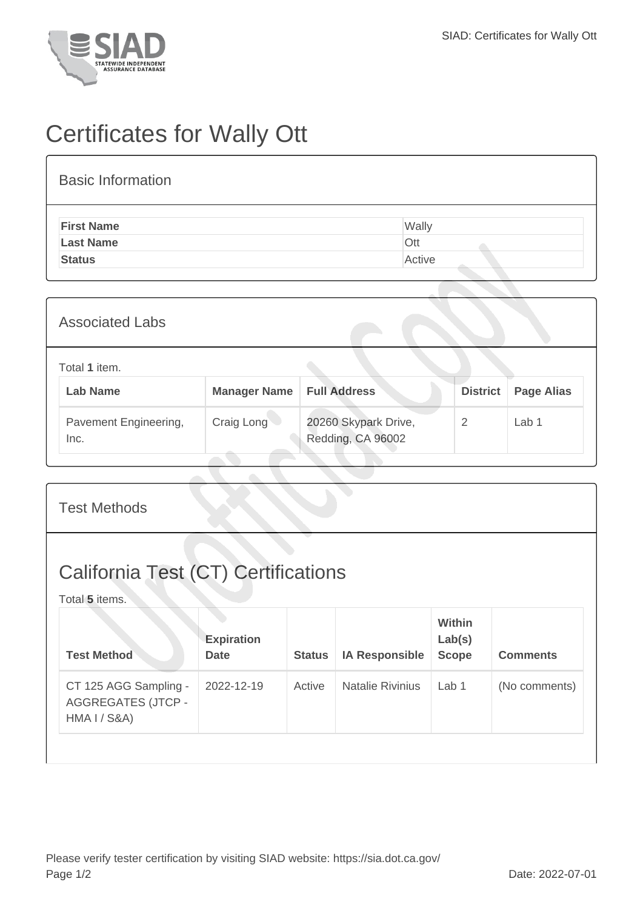# Certificates for Wally Ott

## Basic Information

| | |
|---|---|
| **First Name** | Wally |
| **Last Name** | Ott |
| **Status** | Active |

## Associated Labs

Total **1** item.

| Lab Name | Manager Name | Full Address | District | Page Alias |
|---|---|---|---|---|
| Pavement Engineering, Inc. | Craig Long | 20260 Skypark Drive, Redding, CA 96002 | 2 | Lab 1 |

## Test Methods

### California Test (CT) Certifications

Total **5** items.

| Test Method | Expiration Date | Status | IA Responsible | Within Lab(s) Scope | Comments |
|---|---|---|---|---|---|
| CT 125 AGG Sampling - AGGREGATES (JTCP - HMA I / S&A) | 2022-12-19 | Active | Natalie Rivinius | Lab 1 | (No comments) |

Please verify tester certification by visiting SIAD website: https://sia.dot.ca.gov/

Date: 2022-07-01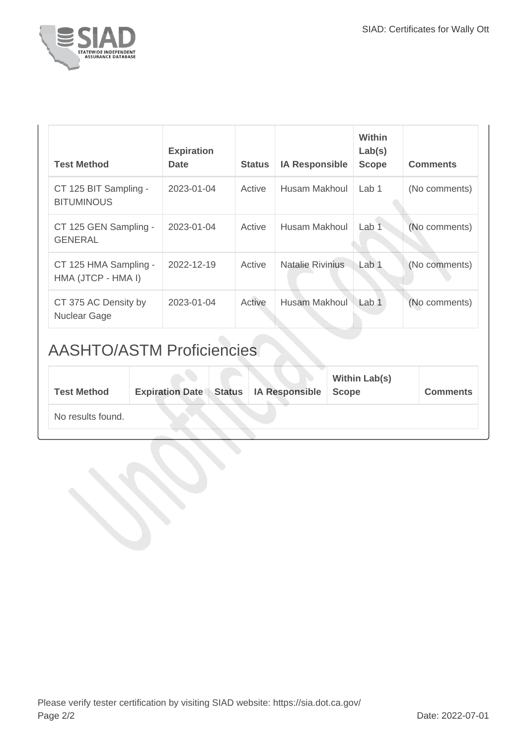| Test Method | Expiration Date | Status | IA Responsible | Within Lab(s) Scope | Comments |
| --- | --- | --- | --- | --- | --- |
| CT 125 BIT Sampling - BITUMINOUS | 2023-01-04 | Active | Husam Makhoul | Lab 1 | (No comments) |
| CT 125 GEN Sampling - GENERAL | 2023-01-04 | Active | Husam Makhoul | Lab 1 | (No comments) |
| CT 125 HMA Sampling - HMA (JTCP - HMA I) | 2022-12-19 | Active | Natalie Rivinius | Lab 1 | (No comments) |
| CT 375 AC Density by Nuclear Gage | 2023-01-04 | Active | Husam Makhoul | Lab 1 | (No comments) |

## AASHTO/ASTM Proficiencies

| Test Method | Expiration Date | Status | IA Responsible | Within Lab(s) Scope | Comments |
| --- | --- | --- | --- | --- | --- |
| No results found. | | | | | |

Please verify tester certification by visiting SIAD website: https://sia.dot.ca.gov/

Date: 2022-07-01